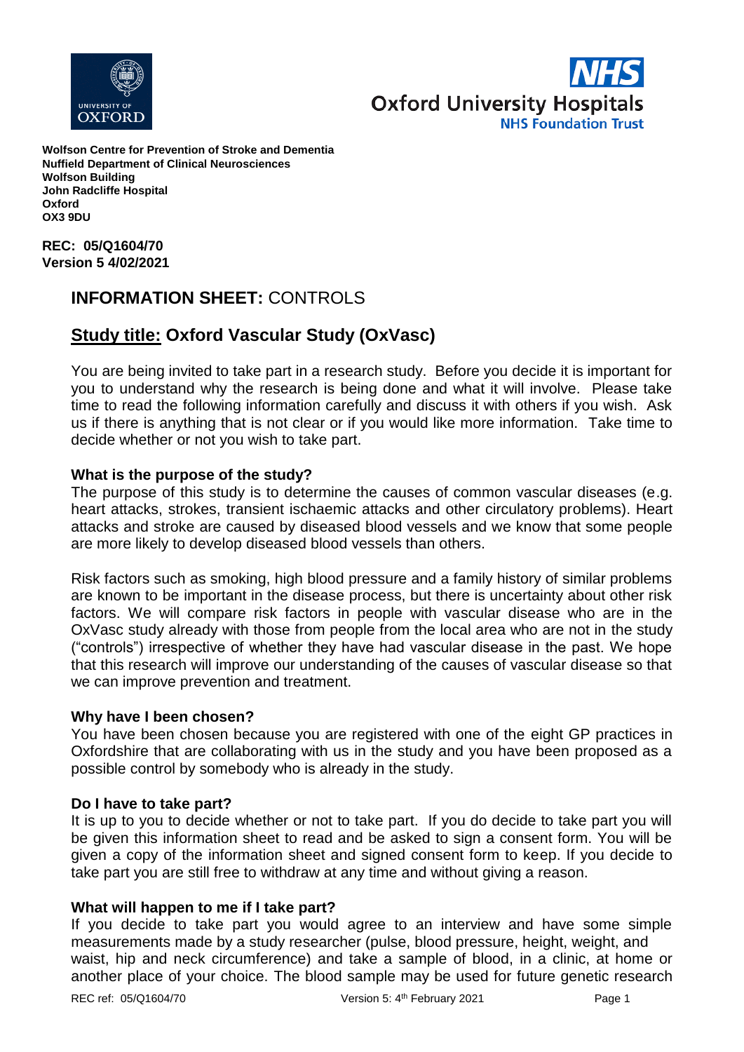**Wolfson Centre for Prevention of Stroke and Dementia**
**Nuffield Department of Clinical Neurosciences**
**Wolfson Building**
**John Radcliffe Hospital**
**Oxford**
**OX3 9DU**

**REC: 05/Q1604/70**
**Version 5 4/02/2021**

## INFORMATION SHEET: CONTROLS

## Study title: Oxford Vascular Study (OxVasc)

You are being invited to take part in a research study. Before you decide it is important for you to understand why the research is being done and what it will involve. Please take time to read the following information carefully and discuss it with others if you wish. Ask us if there is anything that is not clear or if you would like more information. Take time to decide whether or not you wish to take part.

### What is the purpose of the study?

The purpose of this study is to determine the causes of common vascular diseases (e.g. heart attacks, strokes, transient ischaemic attacks and other circulatory problems). Heart attacks and stroke are caused by diseased blood vessels and we know that some people are more likely to develop diseased blood vessels than others.

Risk factors such as smoking, high blood pressure and a family history of similar problems are known to be important in the disease process, but there is uncertainty about other risk factors. We will compare risk factors in people with vascular disease who are in the OxVasc study already with those from people from the local area who are not in the study ("controls") irrespective of whether they have had vascular disease in the past. We hope that this research will improve our understanding of the causes of vascular disease so that we can improve prevention and treatment.

### Why have I been chosen?

You have been chosen because you are registered with one of the eight GP practices in Oxfordshire that are collaborating with us in the study and you have been proposed as a possible control by somebody who is already in the study.

### Do I have to take part?

It is up to you to decide whether or not to take part. If you do decide to take part you will be given this information sheet to read and be asked to sign a consent form. You will be given a copy of the information sheet and signed consent form to keep. If you decide to take part you are still free to withdraw at any time and without giving a reason.

### What will happen to me if I take part?

If you decide to take part you would agree to an interview and have some simple measurements made by a study researcher (pulse, blood pressure, height, weight, and waist, hip and neck circumference) and take a sample of blood, in a clinic, at home or another place of your choice. The blood sample may be used for future genetic research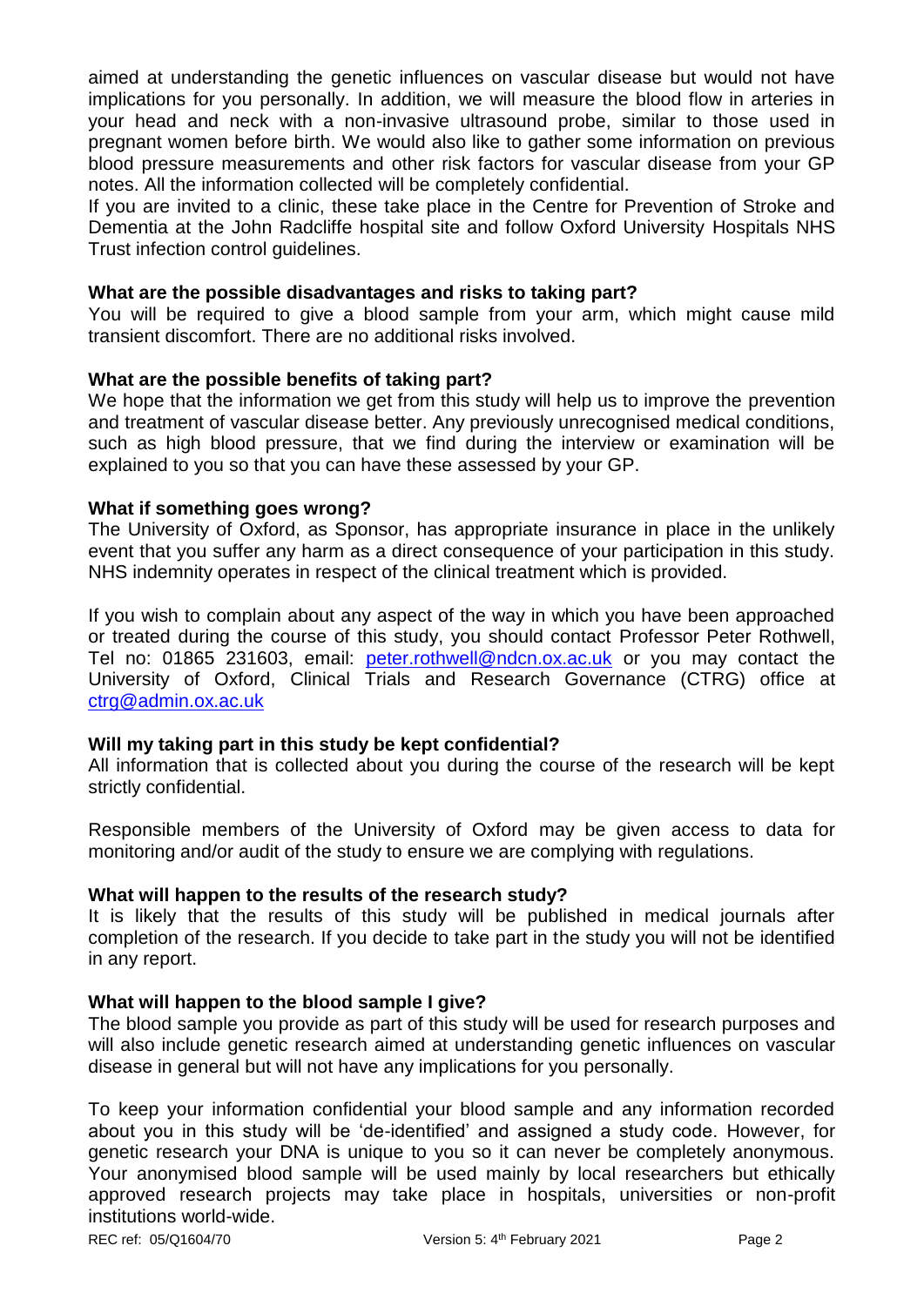aimed at understanding the genetic influences on vascular disease but would not have implications for you personally. In addition, we will measure the blood flow in arteries in your head and neck with a non-invasive ultrasound probe, similar to those used in pregnant women before birth. We would also like to gather some information on previous blood pressure measurements and other risk factors for vascular disease from your GP notes. All the information collected will be completely confidential.

If you are invited to a clinic, these take place in the Centre for Prevention of Stroke and Dementia at the John Radcliffe hospital site and follow Oxford University Hospitals NHS Trust infection control guidelines.

**What are the possible disadvantages and risks to taking part?**

You will be required to give a blood sample from your arm, which might cause mild transient discomfort. There are no additional risks involved.

**What are the possible benefits of taking part?**

We hope that the information we get from this study will help us to improve the prevention and treatment of vascular disease better. Any previously unrecognised medical conditions, such as high blood pressure, that we find during the interview or examination will be explained to you so that you can have these assessed by your GP.

**What if something goes wrong?**

The University of Oxford, as Sponsor, has appropriate insurance in place in the unlikely event that you suffer any harm as a direct consequence of your participation in this study. NHS indemnity operates in respect of the clinical treatment which is provided.

If you wish to complain about any aspect of the way in which you have been approached or treated during the course of this study, you should contact Professor Peter Rothwell, Tel no: 01865 231603, email: peter.rothwell@ndcn.ox.ac.uk or you may contact the University of Oxford, Clinical Trials and Research Governance (CTRG) office at ctrg@admin.ox.ac.uk

**Will my taking part in this study be kept confidential?**

All information that is collected about you during the course of the research will be kept strictly confidential.

Responsible members of the University of Oxford may be given access to data for monitoring and/or audit of the study to ensure we are complying with regulations.

**What will happen to the results of the research study?**

It is likely that the results of this study will be published in medical journals after completion of the research. If you decide to take part in the study you will not be identified in any report.

**What will happen to the blood sample I give?**

The blood sample you provide as part of this study will be used for research purposes and will also include genetic research aimed at understanding genetic influences on vascular disease in general but will not have any implications for you personally.

To keep your information confidential your blood sample and any information recorded about you in this study will be 'de-identified' and assigned a study code. However, for genetic research your DNA is unique to you so it can never be completely anonymous. Your anonymised blood sample will be used mainly by local researchers but ethically approved research projects may take place in hospitals, universities or non-profit institutions world-wide.

REC ref: 05/Q1604/70 Version 5: 4th February 2021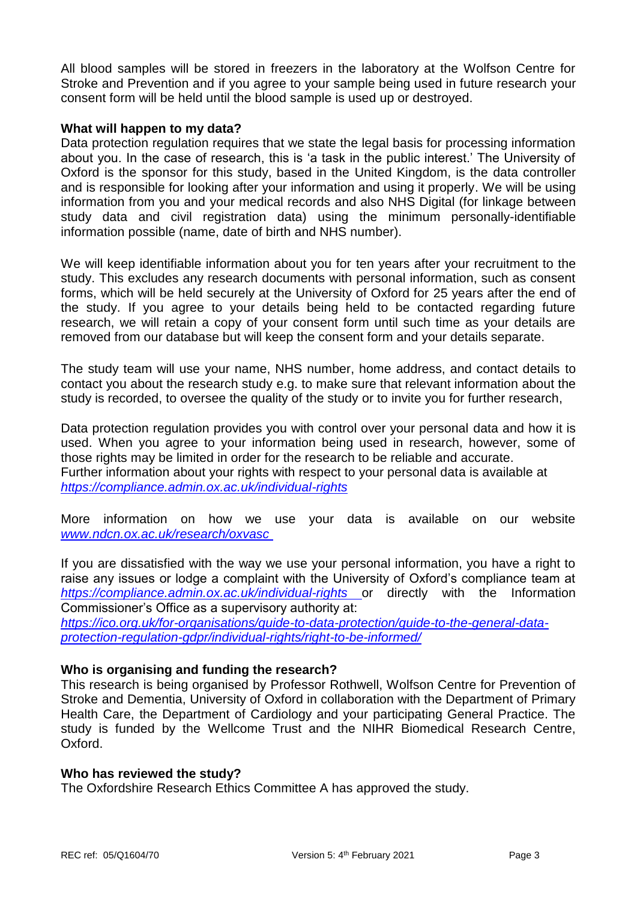All blood samples will be stored in freezers in the laboratory at the Wolfson Centre for Stroke and Prevention and if you agree to your sample being used in future research your consent form will be held until the blood sample is used up or destroyed.

**What will happen to my data?**

Data protection regulation requires that we state the legal basis for processing information about you. In the case of research, this is 'a task in the public interest.' The University of Oxford is the sponsor for this study, based in the United Kingdom, is the data controller and is responsible for looking after your information and using it properly. We will be using information from you and your medical records and also NHS Digital (for linkage between study data and civil registration data) using the minimum personally-identifiable information possible (name, date of birth and NHS number).

We will keep identifiable information about you for ten years after your recruitment to the study. This excludes any research documents with personal information, such as consent forms, which will be held securely at the University of Oxford for 25 years after the end of the study. If you agree to your details being held to be contacted regarding future research, we will retain a copy of your consent form until such time as your details are removed from our database but will keep the consent form and your details separate.

The study team will use your name, NHS number, home address, and contact details to contact you about the research study e.g. to make sure that relevant information about the study is recorded, to oversee the quality of the study or to invite you for further research,

Data protection regulation provides you with control over your personal data and how it is used. When you agree to your information being used in research, however, some of those rights may be limited in order for the research to be reliable and accurate.
Further information about your rights with respect to your personal data is available at *https://compliance.admin.ox.ac.uk/individual-rights*

More information on how we use your data is available on our website *www.ndcn.ox.ac.uk/research/oxvasc*

If you are dissatisfied with the way we use your personal information, you have a right to raise any issues or lodge a complaint with the University of Oxford's compliance team at *https://compliance.admin.ox.ac.uk/individual-rights* or directly with the Information Commissioner's Office as a supervisory authority at:
*https://ico.org.uk/for-organisations/guide-to-data-protection/guide-to-the-general-data-protection-regulation-gdpr/individual-rights/right-to-be-informed/*

**Who is organising and funding the research?**

This research is being organised by Professor Rothwell, Wolfson Centre for Prevention of Stroke and Dementia, University of Oxford in collaboration with the Department of Primary Health Care, the Department of Cardiology and your participating General Practice. The study is funded by the Wellcome Trust and the NIHR Biomedical Research Centre, Oxford.

**Who has reviewed the study?**

The Oxfordshire Research Ethics Committee A has approved the study.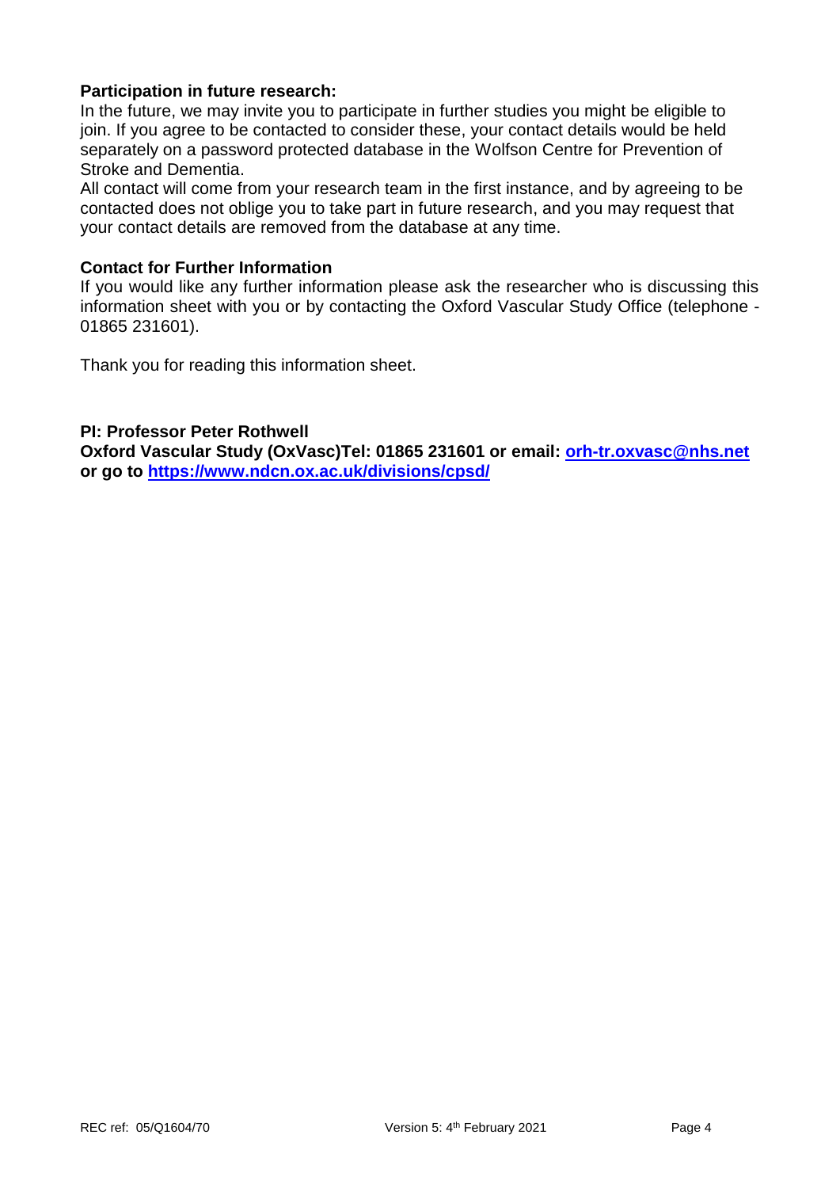**Participation in future research:**

In the future, we may invite you to participate in further studies you might be eligible to join. If you agree to be contacted to consider these, your contact details would be held separately on a password protected database in the Wolfson Centre for Prevention of Stroke and Dementia.

All contact will come from your research team in the first instance, and by agreeing to be contacted does not oblige you to take part in future research, and you may request that your contact details are removed from the database at any time.

**Contact for Further Information**

If you would like any further information please ask the researcher who is discussing this information sheet with you or by contacting the Oxford Vascular Study Office (telephone - 01865 231601).

Thank you for reading this information sheet.

**PI: Professor Peter Rothwell**

**Oxford Vascular Study (OxVasc)Tel: 01865 231601 or email: [orh-tr.oxvasc@nhs.net](mailto:orh-tr.oxvasc@nhs.net) or go to [https://www.ndcn.ox.ac.uk/divisions/cpsd/](https://www.ndcn.ox.ac.uk/divisions/cpsd/)**